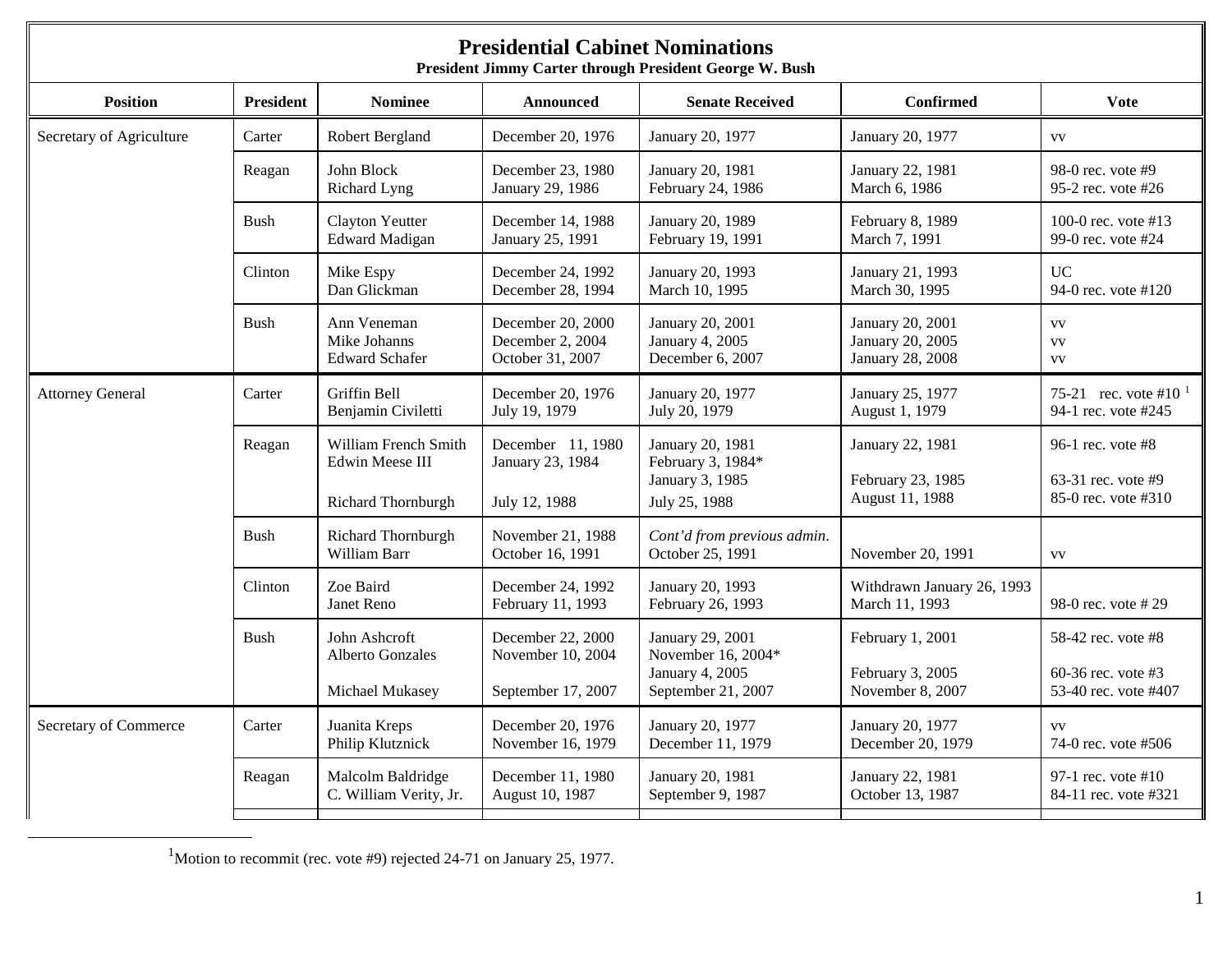# Presidential Cabinet Nominations

**President Jimmy Carter through President George W. Bush**

| Position | President | Nominee | Announced | Senate Received | Confirmed | Vote |
|---|---|---|---|---|---|---|
| Secretary of Agriculture | Carter | Robert Bergland | December 20, 1976 | January 20, 1977 | January 20, 1977 | vv |
| | Reagan | John Block<br>Richard Lyng | December 23, 1980<br>January 29, 1986 | January 20, 1981<br>February 24, 1986 | January 22, 1981<br>March 6, 1986 | 98-0 rec. vote #9<br>95-2 rec. vote #26 |
| | Bush | Clayton Yeutter<br>Edward Madigan | December 14, 1988<br>January 25, 1991 | January 20, 1989<br>February 19, 1991 | February 8, 1989<br>March 7, 1991 | 100-0 rec. vote #13<br>99-0 rec. vote #24 |
| | Clinton | Mike Espy<br>Dan Glickman | December 24, 1992<br>December 28, 1994 | January 20, 1993<br>March 10, 1995 | January 21, 1993<br>March 30, 1995 | UC<br>94-0 rec. vote #120 |
| | Bush | Ann Veneman<br>Mike Johanns<br>Edward Schafer | December 20, 2000<br>December 2, 2004<br>October 31, 2007 | January 20, 2001<br>January 4, 2005<br>December 6, 2007 | January 20, 2001<br>January 20, 2005<br>January 28, 2008 | vv<br>vv<br>vv |
| Attorney General | Carter | Griffin Bell<br>Benjamin Civiletti | December 20, 1976<br>July 19, 1979 | January 20, 1977<br>July 20, 1979 | January 25, 1977<br>August 1, 1979 | 75-21 rec. vote #10 [1]<br>94-1 rec. vote #245 |
| | Reagan | William French Smith<br>Edwin Meese III<br><br>Richard Thornburgh | December 11, 1980<br>January 23, 1984<br><br>July 12, 1988 | January 20, 1981<br>February 3, 1984*<br>January 3, 1985<br>July 25, 1988 | January 22, 1981<br><br>February 23, 1985<br>August 11, 1988 | 96-1 rec. vote #8<br><br>63-31 rec. vote #9<br>85-0 rec. vote #310 |
| | Bush | Richard Thornburgh<br>William Barr | November 21, 1988<br>October 16, 1991 | *Cont'd from previous admin.*<br>October 25, 1991 | <br>November 20, 1991 | <br>vv |
| | Clinton | Zoe Baird<br>Janet Reno | December 24, 1992<br>February 11, 1993 | January 20, 1993<br>February 26, 1993 | Withdrawn January 26, 1993<br>March 11, 1993 | <br>98-0 rec. vote # 29 |
| | Bush | John Ashcroft<br>Alberto Gonzales<br><br>Michael Mukasey | December 22, 2000<br>November 10, 2004<br><br>September 17, 2007 | January 29, 2001<br>November 16, 2004*<br>January 4, 2005<br>September 21, 2007 | February 1, 2001<br><br>February 3, 2005<br>November 8, 2007 | 58-42 rec. vote #8<br><br>60-36 rec. vote #3<br>53-40 rec. vote #407 |
| Secretary of Commerce | Carter | Juanita Kreps<br>Philip Klutznick | December 20, 1976<br>November 16, 1979 | January 20, 1977<br>December 11, 1979 | January 20, 1977<br>December 20, 1979 | vv<br>74-0 rec. vote #506 |
| | Reagan | Malcolm Baldridge<br>C. William Verity, Jr. | December 11, 1980<br>August 10, 1987 | January 20, 1981<br>September 9, 1987 | January 22, 1981<br>October 13, 1987 | 97-1 rec. vote #10<br>84-11 rec. vote #321 |

[1] Motion to recommit (rec. vote #9) rejected 24-71 on January 25, 1977.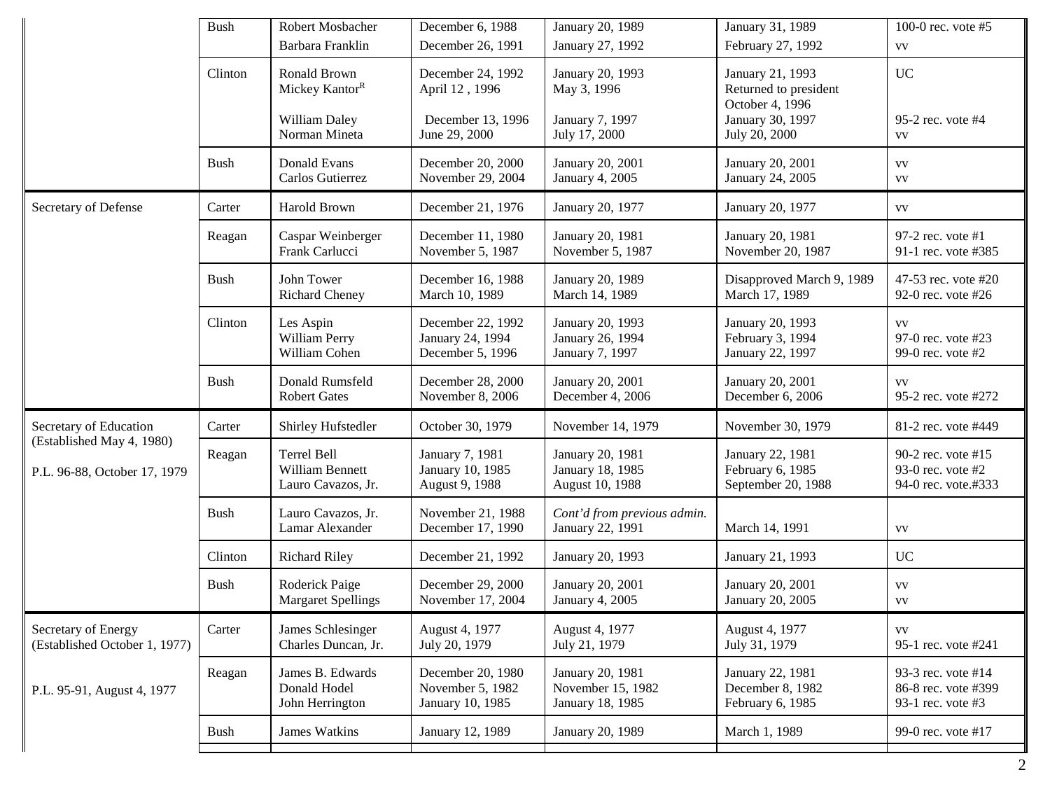| | | | | | | |
|---|---|---|---|---|---|---|
| | Bush | Robert Mosbacher<br>Barbara Franklin | December 6, 1988<br>December 26, 1991 | January 20, 1989<br>January 27, 1992 | January 31, 1989<br>February 27, 1992 | 100-0 rec. vote #5<br>vv |
| | Clinton | Ronald Brown<br>Mickey Kantor[R]<br><br>William Daley<br>Norman Mineta | December 24, 1992<br>April 12 , 1996<br><br>December 13, 1996<br>June 29, 2000 | January 20, 1993<br>May 3, 1996<br><br>January 7, 1997<br>July 17, 2000 | January 21, 1993<br>Returned to president<br>October 4, 1996<br>January 30, 1997<br>July 20, 2000 | UC<br><br><br>95-2 rec. vote #4<br>vv |
| | Bush | Donald Evans<br>Carlos Gutierrez | December 20, 2000<br>November 29, 2004 | January 20, 2001<br>January 4, 2005 | January 20, 2001<br>January 24, 2005 | vv<br>vv |
| Secretary of Defense | Carter | Harold Brown | December 21, 1976 | January 20, 1977 | January 20, 1977 | vv |
| | Reagan | Caspar Weinberger<br>Frank Carlucci | December 11, 1980<br>November 5, 1987 | January 20, 1981<br>November 5, 1987 | January 20, 1981<br>November 20, 1987 | 97-2 rec. vote #1<br>91-1 rec. vote #385 |
| | Bush | John Tower<br>Richard Cheney | December 16, 1988<br>March 10, 1989 | January 20, 1989<br>March 14, 1989 | Disapproved March 9, 1989<br>March 17, 1989 | 47-53 rec. vote #20<br>92-0 rec. vote #26 |
| | Clinton | Les Aspin<br>William Perry<br>William Cohen | December 22, 1992<br>January 24, 1994<br>December 5, 1996 | January 20, 1993<br>January 26, 1994<br>January 7, 1997 | January 20, 1993<br>February 3, 1994<br>January 22, 1997 | vv<br>97-0 rec. vote #23<br>99-0 rec. vote #2 |
| | Bush | Donald Rumsfeld<br>Robert Gates | December 28, 2000<br>November 8, 2006 | January 20, 2001<br>December 4, 2006 | January 20, 2001<br>December 6, 2006 | vv<br>95-2 rec. vote #272 |
| Secretary of Education<br>(Established May 4, 1980) | Carter | Shirley Hufstedler | October 30, 1979 | November 14, 1979 | November 30, 1979 | 81-2 rec. vote #449 |
| P.L. 96-88, October 17, 1979 | Reagan | Terrel Bell<br>William Bennett<br>Lauro Cavazos, Jr. | January 7, 1981<br>January 10, 1985<br>August 9, 1988 | January 20, 1981<br>January 18, 1985<br>August 10, 1988 | January 22, 1981<br>February 6, 1985<br>September 20, 1988 | 90-2 rec. vote #15<br>93-0 rec. vote #2<br>94-0 rec. vote.#333 |
| | Bush | Lauro Cavazos, Jr.<br>Lamar Alexander | November 21, 1988<br>December 17, 1990 | *Cont'd from previous admin.*<br>January 22, 1991 | <br>March 14, 1991 | <br>vv |
| | Clinton | Richard Riley | December 21, 1992 | January 20, 1993 | January 21, 1993 | UC |
| | Bush | Roderick Paige<br>Margaret Spellings | December 29, 2000<br>November 17, 2004 | January 20, 2001<br>January 4, 2005 | January 20, 2001<br>January 20, 2005 | vv<br>vv |
| Secretary of Energy<br>(Established October 1, 1977) | Carter | James Schlesinger<br>Charles Duncan, Jr. | August 4, 1977<br>July 20, 1979 | August 4, 1977<br>July 21, 1979 | August 4, 1977<br>July 31, 1979 | vv<br>95-1 rec. vote #241 |
| P.L. 95-91, August 4, 1977 | Reagan | James B. Edwards<br>Donald Hodel<br>John Herrington | December 20, 1980<br>November 5, 1982<br>January 10, 1985 | January 20, 1981<br>November 15, 1982<br>January 18, 1985 | January 22, 1981<br>December 8, 1982<br>February 6, 1985 | 93-3 rec. vote #14<br>86-8 rec. vote #399<br>93-1 rec. vote #3 |
| | Bush | James Watkins | January 12, 1989 | January 20, 1989 | March 1, 1989 | 99-0 rec. vote #17 |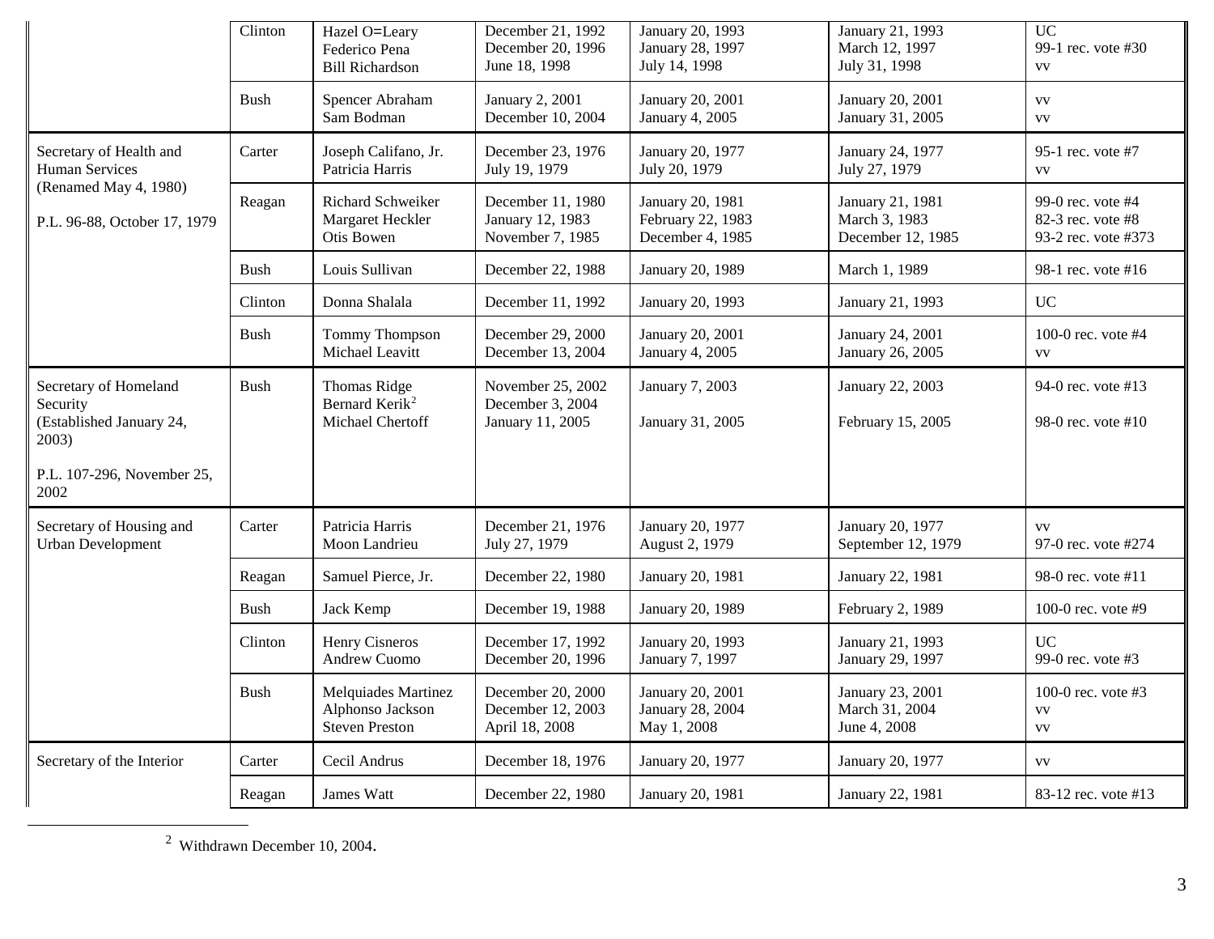| | | | | | | |
|---|---|---|---|---|---|---|
| | Clinton | Hazel O=Leary<br>Federico Pena<br>Bill Richardson | December 21, 1992<br>December 20, 1996<br>June 18, 1998 | January 20, 1993<br>January 28, 1997<br>July 14, 1998 | January 21, 1993<br>March 12, 1997<br>July 31, 1998 | UC<br>99-1 rec. vote #30<br>vv |
| | Bush | Spencer Abraham<br>Sam Bodman | January 2, 2001<br>December 10, 2004 | January 20, 2001<br>January 4, 2005 | January 20, 2001<br>January 31, 2005 | vv<br>vv |
| Secretary of Health and Human Services<br>(Renamed May 4, 1980)<br>P.L. 96-88, October 17, 1979 | Carter | Joseph Califano, Jr.<br>Patricia Harris | December 23, 1976<br>July 19, 1979 | January 20, 1977<br>July 20, 1979 | January 24, 1977<br>July 27, 1979 | 95-1 rec. vote #7<br>vv |
| | Reagan | Richard Schweiker<br>Margaret Heckler<br>Otis Bowen | December 11, 1980<br>January 12, 1983<br>November 7, 1985 | January 20, 1981<br>February 22, 1983<br>December 4, 1985 | January 21, 1981<br>March 3, 1983<br>December 12, 1985 | 99-0 rec. vote #4<br>82-3 rec. vote #8<br>93-2 rec. vote #373 |
| | Bush | Louis Sullivan | December 22, 1988 | January 20, 1989 | March 1, 1989 | 98-1 rec. vote #16 |
| | Clinton | Donna Shalala | December 11, 1992 | January 20, 1993 | January 21, 1993 | UC |
| | Bush | Tommy Thompson<br>Michael Leavitt | December 29, 2000<br>December 13, 2004 | January 20, 2001<br>January 4, 2005 | January 24, 2001<br>January 26, 2005 | 100-0 rec. vote #4<br>vv |
| Secretary of Homeland Security<br>(Established January 24, 2003)<br>P.L. 107-296, November 25, 2002 | Bush | Thomas Ridge<br>Bernard Kerik[2]<br>Michael Chertoff | November 25, 2002<br>December 3, 2004<br>January 11, 2005 | January 7, 2003<br><br>January 31, 2005 | January 22, 2003<br><br>February 15, 2005 | 94-0 rec. vote #13<br><br>98-0 rec. vote #10 |
| Secretary of Housing and Urban Development | Carter | Patricia Harris<br>Moon Landrieu | December 21, 1976<br>July 27, 1979 | January 20, 1977<br>August 2, 1979 | January 20, 1977<br>September 12, 1979 | vv<br>97-0 rec. vote #274 |
| | Reagan | Samuel Pierce, Jr. | December 22, 1980 | January 20, 1981 | January 22, 1981 | 98-0 rec. vote #11 |
| | Bush | Jack Kemp | December 19, 1988 | January 20, 1989 | February 2, 1989 | 100-0 rec. vote #9 |
| | Clinton | Henry Cisneros<br>Andrew Cuomo | December 17, 1992<br>December 20, 1996 | January 20, 1993<br>January 7, 1997 | January 21, 1993<br>January 29, 1997 | UC<br>99-0 rec. vote #3 |
| | Bush | Melquiades Martinez<br>Alphonso Jackson<br>Steven Preston | December 20, 2000<br>December 12, 2003<br>April 18, 2008 | January 20, 2001<br>January 28, 2004<br>May 1, 2008 | January 23, 2001<br>March 31, 2004<br>June 4, 2008 | 100-0 rec. vote #3<br>vv<br>vv |
| Secretary of the Interior | Carter | Cecil Andrus | December 18, 1976 | January 20, 1977 | January 20, 1977 | vv |
| | Reagan | James Watt | December 22, 1980 | January 20, 1981 | January 22, 1981 | 83-12 rec. vote #13 |

[2] Withdrawn December 10, 2004.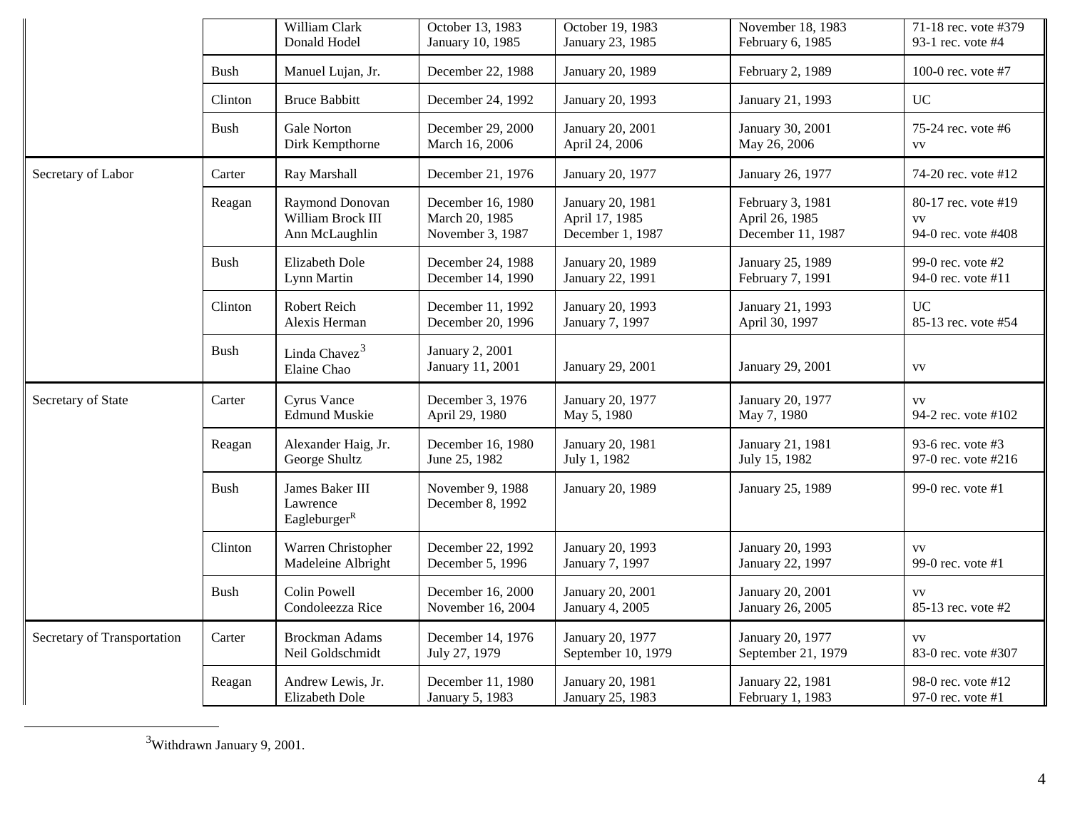| | | | | | | |
|---|---|---|---|---|---|---|
| | | William Clark<br>Donald Hodel | October 13, 1983<br>January 10, 1985 | October 19, 1983<br>January 23, 1985 | November 18, 1983<br>February 6, 1985 | 71-18 rec. vote #379<br>93-1 rec. vote #4 |
| | Bush | Manuel Lujan, Jr. | December 22, 1988 | January 20, 1989 | February 2, 1989 | 100-0 rec. vote #7 |
| | Clinton | Bruce Babbitt | December 24, 1992 | January 20, 1993 | January 21, 1993 | UC |
| | Bush | Gale Norton<br>Dirk Kempthorne | December 29, 2000<br>March 16, 2006 | January 20, 2001<br>April 24, 2006 | January 30, 2001<br>May 26, 2006 | 75-24 rec. vote #6<br>vv |
| Secretary of Labor | Carter | Ray Marshall | December 21, 1976 | January 20, 1977 | January 26, 1977 | 74-20 rec. vote #12 |
| | Reagan | Raymond Donovan<br>William Brock III<br>Ann McLaughlin | December 16, 1980<br>March 20, 1985<br>November 3, 1987 | January 20, 1981<br>April 17, 1985<br>December 1, 1987 | February 3, 1981<br>April 26, 1985<br>December 11, 1987 | 80-17 rec. vote #19<br>vv<br>94-0 rec. vote #408 |
| | Bush | Elizabeth Dole<br>Lynn Martin | December 24, 1988<br>December 14, 1990 | January 20, 1989<br>January 22, 1991 | January 25, 1989<br>February 7, 1991 | 99-0 rec. vote #2<br>94-0 rec. vote #11 |
| | Clinton | Robert Reich<br>Alexis Herman | December 11, 1992<br>December 20, 1996 | January 20, 1993<br>January 7, 1997 | January 21, 1993<br>April 30, 1997 | UC<br>85-13 rec. vote #54 |
| | Bush | Linda Chavez[3]<br>Elaine Chao | January 2, 2001<br>January 11, 2001 | <br>January 29, 2001 | <br>January 29, 2001 | <br>vv |
| Secretary of State | Carter | Cyrus Vance<br>Edmund Muskie | December 3, 1976<br>April 29, 1980 | January 20, 1977<br>May 5, 1980 | January 20, 1977<br>May 7, 1980 | vv<br>94-2 rec. vote #102 |
| | Reagan | Alexander Haig, Jr.<br>George Shultz | December 16, 1980<br>June 25, 1982 | January 20, 1981<br>July 1, 1982 | January 21, 1981<br>July 15, 1982 | 93-6 rec. vote #3<br>97-0 rec. vote #216 |
| | Bush | James Baker III<br>Lawrence Eagleburger[R] | November 9, 1988<br>December 8, 1992 | January 20, 1989 | January 25, 1989 | 99-0 rec. vote #1 |
| | Clinton | Warren Christopher<br>Madeleine Albright | December 22, 1992<br>December 5, 1996 | January 20, 1993<br>January 7, 1997 | January 20, 1993<br>January 22, 1997 | vv<br>99-0 rec. vote #1 |
| | Bush | Colin Powell<br>Condoleezza Rice | December 16, 2000<br>November 16, 2004 | January 20, 2001<br>January 4, 2005 | January 20, 2001<br>January 26, 2005 | vv<br>85-13 rec. vote #2 |
| Secretary of Transportation | Carter | Brockman Adams<br>Neil Goldschmidt | December 14, 1976<br>July 27, 1979 | January 20, 1977<br>September 10, 1979 | January 20, 1977<br>September 21, 1979 | vv<br>83-0 rec. vote #307 |
| | Reagan | Andrew Lewis, Jr.<br>Elizabeth Dole | December 11, 1980<br>January 5, 1983 | January 20, 1981<br>January 25, 1983 | January 22, 1981<br>February 1, 1983 | 98-0 rec. vote #12<br>97-0 rec. vote #1 |

[3] Withdrawn January 9, 2001.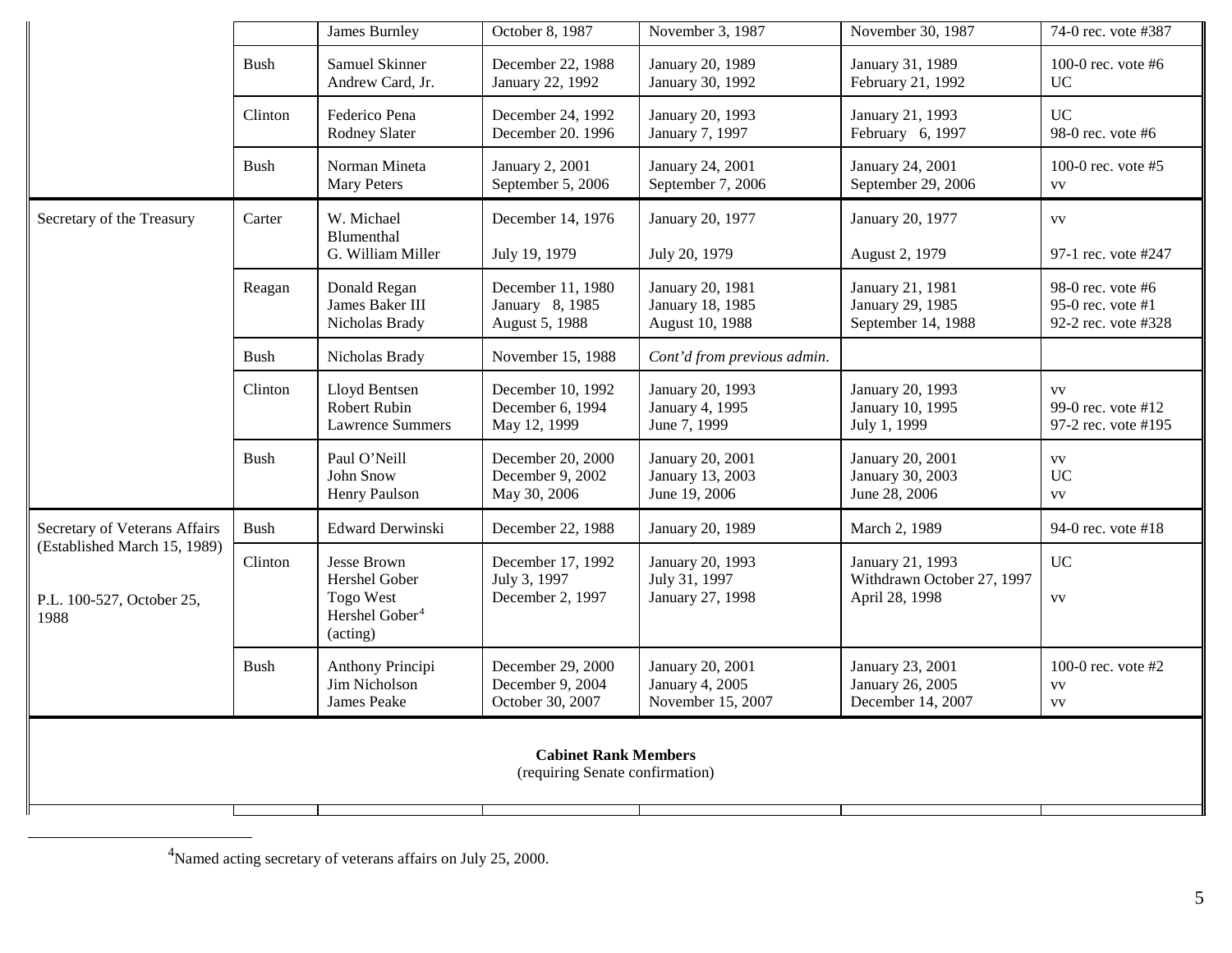| | | | | | | |
|---|---|---|---|---|---|---|
| | | James Burnley | October 8, 1987 | November 3, 1987 | November 30, 1987 | 74-0 rec. vote #387 |
| | Bush | Samuel Skinner<br>Andrew Card, Jr. | December 22, 1988<br>January 22, 1992 | January 20, 1989<br>January 30, 1992 | January 31, 1989<br>February 21, 1992 | 100-0 rec. vote #6<br>UC |
| | Clinton | Federico Pena<br>Rodney Slater | December 24, 1992<br>December 20. 1996 | January 20, 1993<br>January 7, 1997 | January 21, 1993<br>February 6, 1997 | UC<br>98-0 rec. vote #6 |
| | Bush | Norman Mineta<br>Mary Peters | January 2, 2001<br>September 5, 2006 | January 24, 2001<br>September 7, 2006 | January 24, 2001<br>September 29, 2006 | 100-0 rec. vote #5<br>VV |
| Secretary of the Treasury | Carter | W. Michael Blumenthal<br>G. William Miller | December 14, 1976<br>July 19, 1979 | January 20, 1977<br>July 20, 1979 | January 20, 1977<br>August 2, 1979 | VV<br>97-1 rec. vote #247 |
| | Reagan | Donald Regan<br>James Baker III<br>Nicholas Brady | December 11, 1980<br>January 8, 1985<br>August 5, 1988 | January 20, 1981<br>January 18, 1985<br>August 10, 1988 | January 21, 1981<br>January 29, 1985<br>September 14, 1988 | 98-0 rec. vote #6<br>95-0 rec. vote #1<br>92-2 rec. vote #328 |
| | Bush | Nicholas Brady | November 15, 1988 | *Cont'd from previous admin.* | | |
| | Clinton | Lloyd Bentsen<br>Robert Rubin<br>Lawrence Summers | December 10, 1992<br>December 6, 1994<br>May 12, 1999 | January 20, 1993<br>January 4, 1995<br>June 7, 1999 | January 20, 1993<br>January 10, 1995<br>July 1, 1999 | VV<br>99-0 rec. vote #12<br>97-2 rec. vote #195 |
| | Bush | Paul O'Neill<br>John Snow<br>Henry Paulson | December 20, 2000<br>December 9, 2002<br>May 30, 2006 | January 20, 2001<br>January 13, 2003<br>June 19, 2006 | January 20, 2001<br>January 30, 2003<br>June 28, 2006 | VV<br>UC<br>VV |
| Secretary of Veterans Affairs (Established March 15, 1989)<br><br>P.L. 100-527, October 25, 1988 | Bush | Edward Derwinski | December 22, 1988 | January 20, 1989 | March 2, 1989 | 94-0 rec. vote #18 |
| | Clinton | Jesse Brown<br>Hershel Gober<br>Togo West<br>Hershel Gober[4] (acting) | December 17, 1992<br>July 3, 1997<br>December 2, 1997 | January 20, 1993<br>July 31, 1997<br>January 27, 1998 | January 21, 1993<br>Withdrawn October 27, 1997<br>April 28, 1998 | UC<br><br>VV |
| | Bush | Anthony Principi<br>Jim Nicholson<br>James Peake | December 29, 2000<br>December 9, 2004<br>October 30, 2007 | January 20, 2001<br>January 4, 2005<br>November 15, 2007 | January 23, 2001<br>January 26, 2005<br>December 14, 2007 | 100-0 rec. vote #2<br>VV<br>VV |
| **Cabinet Rank Members**<br>(requiring Senate confirmation) | | | | | | |

[4] Named acting secretary of veterans affairs on July 25, 2000.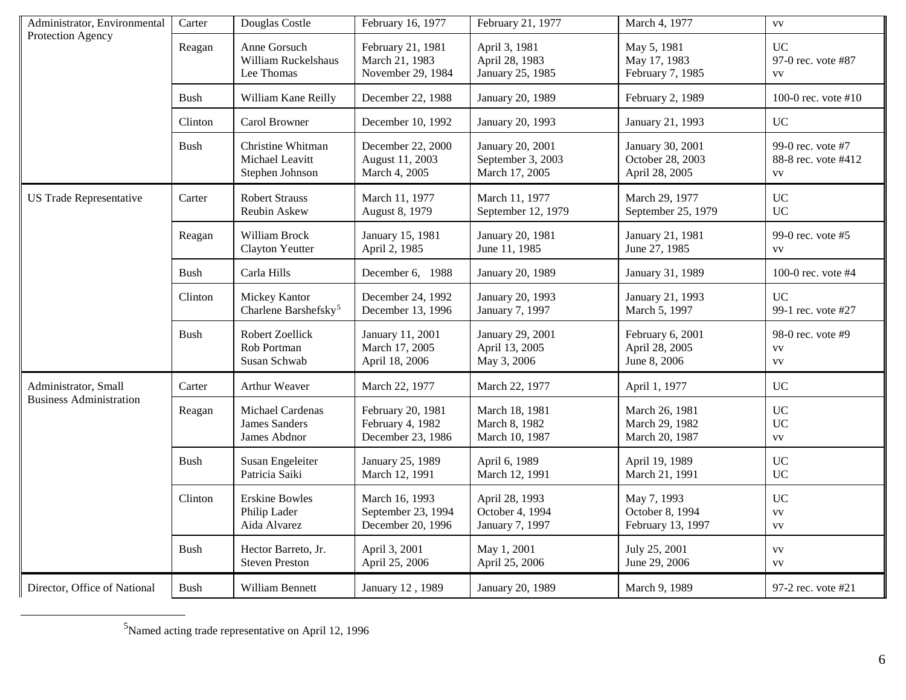| Administrator, Environmental Protection Agency | Carter | Douglas Costle | February 16, 1977 | February 21, 1977 | March 4, 1977 | vv |
|---|---|---|---|---|---|---|
| | Reagan | Anne Gorsuch<br>William Ruckelshaus<br>Lee Thomas | February 21, 1981<br>March 21, 1983<br>November 29, 1984 | April 3, 1981<br>April 28, 1983<br>January 25, 1985 | May 5, 1981<br>May 17, 1983<br>February 7, 1985 | UC<br>97-0 rec. vote #87<br>vv |
| | Bush | William Kane Reilly | December 22, 1988 | January 20, 1989 | February 2, 1989 | 100-0 rec. vote #10 |
| | Clinton | Carol Browner | December 10, 1992 | January 20, 1993 | January 21, 1993 | UC |
| | Bush | Christine Whitman<br>Michael Leavitt<br>Stephen Johnson | December 22, 2000<br>August 11, 2003<br>March 4, 2005 | January 20, 2001<br>September 3, 2003<br>March 17, 2005 | January 30, 2001<br>October 28, 2003<br>April 28, 2005 | 99-0 rec. vote #7<br>88-8 rec. vote #412<br>vv |
| US Trade Representative | Carter | Robert Strauss<br>Reubin Askew | March 11, 1977<br>August 8, 1979 | March 11, 1977<br>September 12, 1979 | March 29, 1977<br>September 25, 1979 | UC<br>UC |
| | Reagan | William Brock<br>Clayton Yeutter | January 15, 1981<br>April 2, 1985 | January 20, 1981<br>June 11, 1985 | January 21, 1981<br>June 27, 1985 | 99-0 rec. vote #5<br>vv |
| | Bush | Carla Hills | December 6, 1988 | January 20, 1989 | January 31, 1989 | 100-0 rec. vote #4 |
| | Clinton | Mickey Kantor<br>Charlene Barshefsky[5] | December 24, 1992<br>December 13, 1996 | January 20, 1993<br>January 7, 1997 | January 21, 1993<br>March 5, 1997 | UC<br>99-1 rec. vote #27 |
| | Bush | Robert Zoellick<br>Rob Portman<br>Susan Schwab | January 11, 2001<br>March 17, 2005<br>April 18, 2006 | January 29, 2001<br>April 13, 2005<br>May 3, 2006 | February 6, 2001<br>April 28, 2005<br>June 8, 2006 | 98-0 rec. vote #9<br>vv<br>vv |
| Administrator, Small Business Administration | Carter | Arthur Weaver | March 22, 1977 | March 22, 1977 | April 1, 1977 | UC |
| | Reagan | Michael Cardenas<br>James Sanders<br>James Abdnor | February 20, 1981<br>February 4, 1982<br>December 23, 1986 | March 18, 1981<br>March 8, 1982<br>March 10, 1987 | March 26, 1981<br>March 29, 1982<br>March 20, 1987 | UC<br>UC<br>vv |
| | Bush | Susan Engeleiter<br>Patricia Saiki | January 25, 1989<br>March 12, 1991 | April 6, 1989<br>March 12, 1991 | April 19, 1989<br>March 21, 1991 | UC<br>UC |
| | Clinton | Erskine Bowles<br>Philip Lader<br>Aida Alvarez | March 16, 1993<br>September 23, 1994<br>December 20, 1996 | April 28, 1993<br>October 4, 1994<br>January 7, 1997 | May 7, 1993<br>October 8, 1994<br>February 13, 1997 | UC<br>vv<br>vv |
| | Bush | Hector Barreto, Jr.<br>Steven Preston | April 3, 2001<br>April 25, 2006 | May 1, 2001<br>April 25, 2006 | July 25, 2001<br>June 29, 2006 | vv<br>vv |
| Director, Office of National | Bush | William Bennett | January 12 , 1989 | January 20, 1989 | March 9, 1989 | 97-2 rec. vote #21 |

[5] Named acting trade representative on April 12, 1996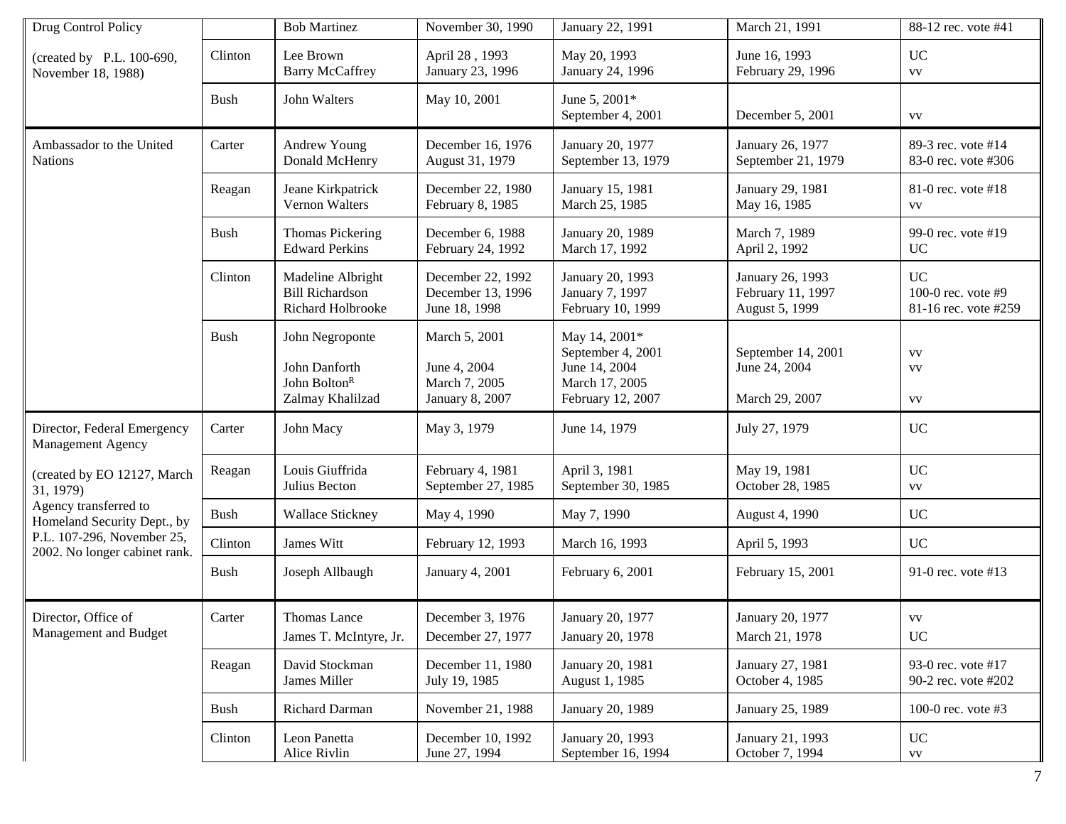| | | | | | | |
|---|---|---|---|---|---|---|
| Drug Control Policy | | Bob Martinez | November 30, 1990 | January 22, 1991 | March 21, 1991 | 88-12 rec. vote #41 |
| (created by P.L. 100-690, November 18, 1988) | Clinton | Lee Brown<br>Barry McCaffrey | April 28 , 1993<br>January 23, 1996 | May 20, 1993<br>January 24, 1996 | June 16, 1993<br>February 29, 1996 | UC<br>vv |
| | Bush | John Walters | May 10, 2001 | June 5, 2001*<br>September 4, 2001 | <br>December 5, 2001 | <br>vv |
| Ambassador to the United Nations | Carter | Andrew Young<br>Donald McHenry | December 16, 1976<br>August 31, 1979 | January 20, 1977<br>September 13, 1979 | January 26, 1977<br>September 21, 1979 | 89-3 rec. vote #14<br>83-0 rec. vote #306 |
| | Reagan | Jeane Kirkpatrick<br>Vernon Walters | December 22, 1980<br>February 8, 1985 | January 15, 1981<br>March 25, 1985 | January 29, 1981<br>May 16, 1985 | 81-0 rec. vote #18<br>vv |
| | Bush | Thomas Pickering<br>Edward Perkins | December 6, 1988<br>February 24, 1992 | January 20, 1989<br>March 17, 1992 | March 7, 1989<br>April 2, 1992 | 99-0 rec. vote #19<br>UC |
| | Clinton | Madeline Albright<br>Bill Richardson<br>Richard Holbrooke | December 22, 1992<br>December 13, 1996<br>June 18, 1998 | January 20, 1993<br>January 7, 1997<br>February 10, 1999 | January 26, 1993<br>February 11, 1997<br>August 5, 1999 | UC<br>100-0 rec. vote #9<br>81-16 rec. vote #259 |
| | Bush | John Negroponte<br><br>John Danforth<br>John Bolton[R]<br>Zalmay Khalilzad | March 5, 2001<br><br>June 4, 2004<br>March 7, 2005<br>January 8, 2007 | May 14, 2001*<br>September 4, 2001<br>June 14, 2004<br>March 17, 2005<br>February 12, 2007 | <br>September 14, 2001<br>June 24, 2004<br><br>March 29, 2007 | <br>vv<br>vv<br><br>vv |
| Director, Federal Emergency Management Agency | Carter | John Macy | May 3, 1979 | June 14, 1979 | July 27, 1979 | UC |
| (created by EO 12127, March 31, 1979) | Reagan | Louis Giuffrida<br>Julius Becton | February 4, 1981<br>September 27, 1985 | April 3, 1981<br>September 30, 1985 | May 19, 1981<br>October 28, 1985 | UC<br>vv |
| Agency transferred to Homeland Security Dept., by P.L. 107-296, November 25, 2002. No longer cabinet rank. | Bush | Wallace Stickney | May 4, 1990 | May 7, 1990 | August 4, 1990 | UC |
| | Clinton | James Witt | February 12, 1993 | March 16, 1993 | April 5, 1993 | UC |
| | Bush | Joseph Allbaugh | January 4, 2001 | February 6, 2001 | February 15, 2001 | 91-0 rec. vote #13 |
| Director, Office of Management and Budget | Carter | Thomas Lance<br>James T. McIntyre, Jr. | December 3, 1976<br>December 27, 1977 | January 20, 1977<br>January 20, 1978 | January 20, 1977<br>March 21, 1978 | vv<br>UC |
| | Reagan | David Stockman<br>James Miller | December 11, 1980<br>July 19, 1985 | January 20, 1981<br>August 1, 1985 | January 27, 1981<br>October 4, 1985 | 93-0 rec. vote #17<br>90-2 rec. vote #202 |
| | Bush | Richard Darman | November 21, 1988 | January 20, 1989 | January 25, 1989 | 100-0 rec. vote #3 |
| | Clinton | Leon Panetta<br>Alice Rivlin | December 10, 1992<br>June 27, 1994 | January 20, 1993<br>September 16, 1994 | January 21, 1993<br>October 7, 1994 | UC<br>vv |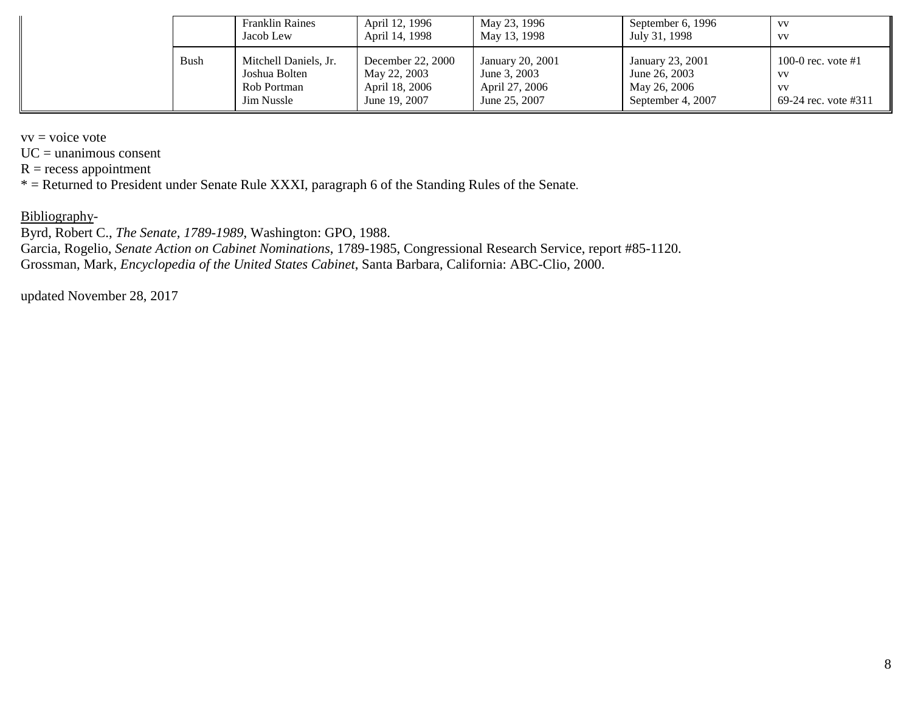| | | | | | | |
|---|---|---|---|---|---|---|
| | | Franklin Raines | April 12, 1996 | May 23, 1996 | September 6, 1996 | vv |
| | | Jacob Lew | April 14, 1998 | May 13, 1998 | July 31, 1998 | vv |
| | Bush | Mitchell Daniels, Jr. | December 22, 2000 | January 20, 2001 | January 23, 2001 | 100-0 rec. vote #1 |
| | | Joshua Bolten | May 22, 2003 | June 3, 2003 | June 26, 2003 | vv |
| | | Rob Portman | April 18, 2006 | April 27, 2006 | May 26, 2006 | vv |
| | | Jim Nussle | June 19, 2007 | June 25, 2007 | September 4, 2007 | 69-24 rec. vote #311 |

vv = voice vote
UC = unanimous consent
R = recess appointment
* = Returned to President under Senate Rule XXXI, paragraph 6 of the Standing Rules of the Senate.

Bibliography-
Byrd, Robert C., *The Senate, 1789-1989*, Washington: GPO, 1988.
Garcia, Rogelio, *Senate Action on Cabinet Nominations*, 1789-1985, Congressional Research Service, report #85-1120.
Grossman, Mark, *Encyclopedia of the United States Cabinet*, Santa Barbara, California: ABC-Clio, 2000.

updated November 28, 2017